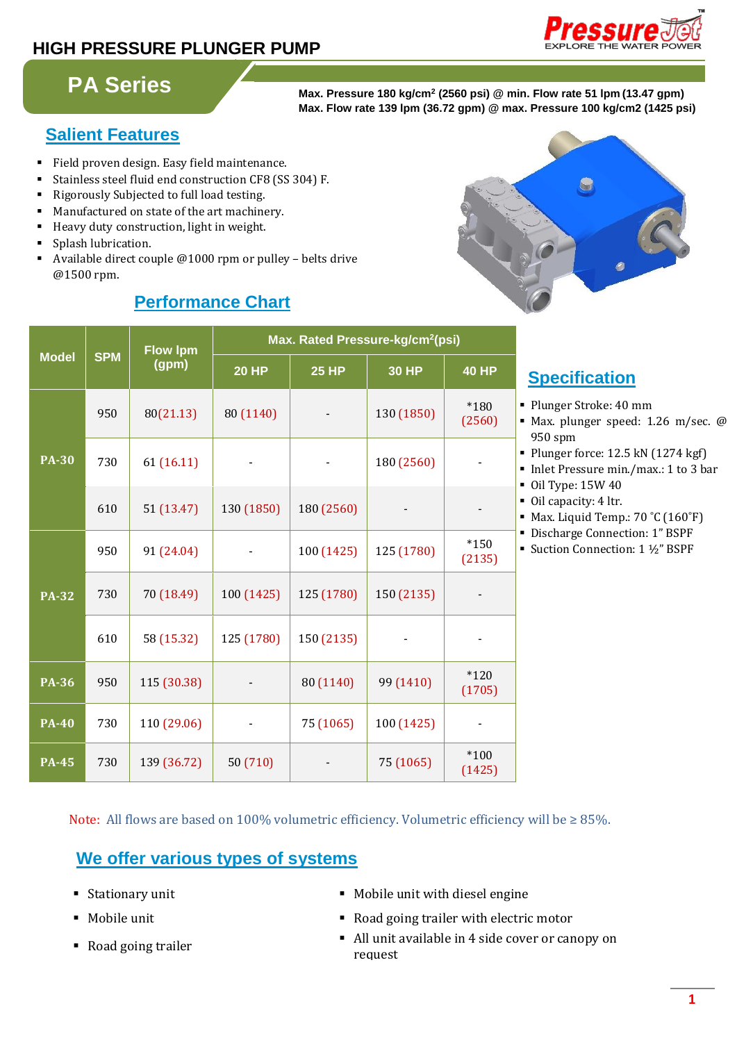# HIGH PRESSURE PLUNGER PUMP

PressureJet — EXPLORE THE WATER POWER

## PA Series

**Max. Pressure 180 kg/cm² (2560 psi) @ min. Flow rate 51 lpm (13.47 gpm)**
**Max. Flow rate 139 lpm (36.72 gpm) @ max. Pressure 100 kg/cm2 (1425 psi)**

## Salient Features

- Field proven design. Easy field maintenance.
- Stainless steel fluid end construction CF8 (SS 304) F.
- Rigorously Subjected to full load testing.
- Manufactured on state of the art machinery.
- Heavy duty construction, light in weight.
- Splash lubrication.
- Available direct couple @1000 rpm or pulley – belts drive @1500 rpm.

## Performance Chart

| Model | SPM | Flow lpm (gpm) | Max. Rated Pressure-kg/cm²(psi) | | | |
|---|---|---|---|---|---|---|
| | | | 20 HP | 25 HP | 30 HP | 40 HP |
| PA-30 | 950 | 80(21.13) | 80 (1140) | - | 130 (1850) | *180 (2560) |
| | 730 | 61 (16.11) | - | - | 180 (2560) | - |
| | 610 | 51 (13.47) | 130 (1850) | 180 (2560) | - | - |
| PA-32 | 950 | 91 (24.04) | - | 100 (1425) | 125 (1780) | *150 (2135) |
| | 730 | 70 (18.49) | 100 (1425) | 125 (1780) | 150 (2135) | - |
| | 610 | 58 (15.32) | 125 (1780) | 150 (2135) | - | - |
| PA-36 | 950 | 115 (30.38) | - | 80 (1140) | 99 (1410) | *120 (1705) |
| PA-40 | 730 | 110 (29.06) | - | 75 (1065) | 100 (1425) | - |
| PA-45 | 730 | 139 (36.72) | 50 (710) | - | 75 (1065) | *100 (1425) |

## Specification

- Plunger Stroke: 40 mm
- Max. plunger speed: 1.26 m/sec. @ 950 spm
- Plunger force: 12.5 kN (1274 kgf)
- Inlet Pressure min./max.: 1 to 3 bar
- Oil Type: 15W 40
- Oil capacity: 4 ltr.
- Max. Liquid Temp.: 70 °C (160°F)
- Discharge Connection: 1" BSPF
- Suction Connection: 1 ½" BSPF

Note: All flows are based on 100% volumetric efficiency. Volumetric efficiency will be ≥ 85%.

## We offer various types of systems

- Stationary unit
- Mobile unit
- Road going trailer
- Mobile unit with diesel engine
- Road going trailer with electric motor
- All unit available in 4 side cover or canopy on request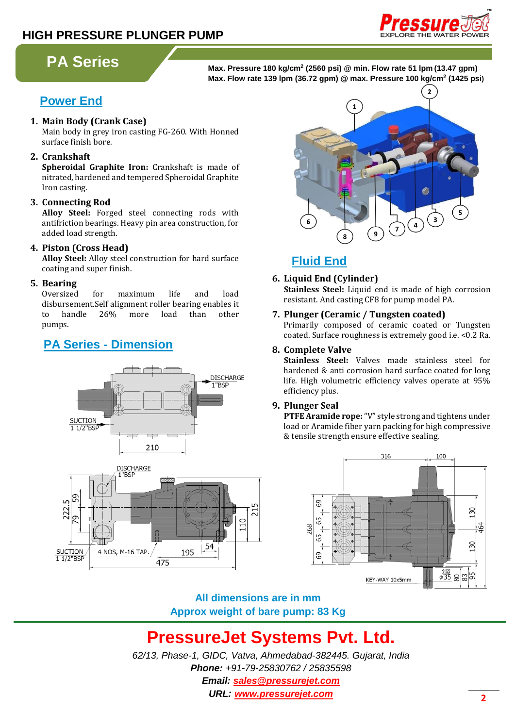# HIGH PRESSURE PLUNGER PUMP

## PA Series

**Max. Pressure 180 kg/cm$^2$ (2560 psi) @ min. Flow rate 51 lpm (13.47 gpm)**
**Max. Flow rate 139 lpm (36.72 gpm) @ max. Pressure 100 kg/cm$^2$ (1425 psi)**

## Power End

1. **Main Body (Crank Case)**
   Main body in grey iron casting FG-260. With Honned surface finish bore.
2. **Crankshaft**
   **Spheroidal Graphite Iron:** Crankshaft is made of nitrated, hardened and tempered Spheroidal Graphite Iron casting.
3. **Connecting Rod**
   **Alloy Steel:** Forged steel connecting rods with antifriction bearings. Heavy pin area construction, for added load strength.
4. **Piston (Cross Head)**
   **Alloy Steel:** Alloy steel construction for hard surface coating and super finish.
5. **Bearing**
   Oversized for maximum life and load disbursement.Self alignment roller bearing enables it to handle 26% more load than other pumps.

## Fluid End

6. **Liquid End (Cylinder)**
   **Stainless Steel:** Liquid end is made of high corrosion resistant. And casting CF8 for pump model PA.
7. **Plunger (Ceramic / Tungsten coated)**
   Primarily composed of ceramic coated or Tungsten coated. Surface roughness is extremely good i.e. <0.2 Ra.
8. **Complete Valve**
   **Stainless Steel:** Valves made stainless steel for hardened & anti corrosion hard surface coated for long life. High volumetric efficiency valves operate at 95% efficiency plus.
9. **Plunger Seal**
   **PTFE Aramide rope:** "V" style strong and tightens under load or Aramide fiber yarn packing for high compressive & tensile strength ensure effective sealing.

## PA Series - Dimension

DISCHARGE 1"BSP
SUCTION 1 1/2"BSP
210

DISCHARGE 1"BSP
SUCTION 1 1/2"BSP
4 NOS, M-16 TAP.
222.5
59
79
215
110
54
195
475

316
100
268
69
65
65
69
130
130
464
KEY-WAY 10x5mm
ϕ35
80
83
95

**All dimensions are in mm**
**Approx weight of bare pump: 83 Kg**

# PressureJet Systems Pvt. Ltd.

*62/13, Phase-1, GIDC, Vatva, Ahmedabad-382445. Gujarat, India*
***Phone:** +91-79-25830762 / 25835598*
***Email:** sales@pressurejet.com*
***URL:** www.pressurejet.com*